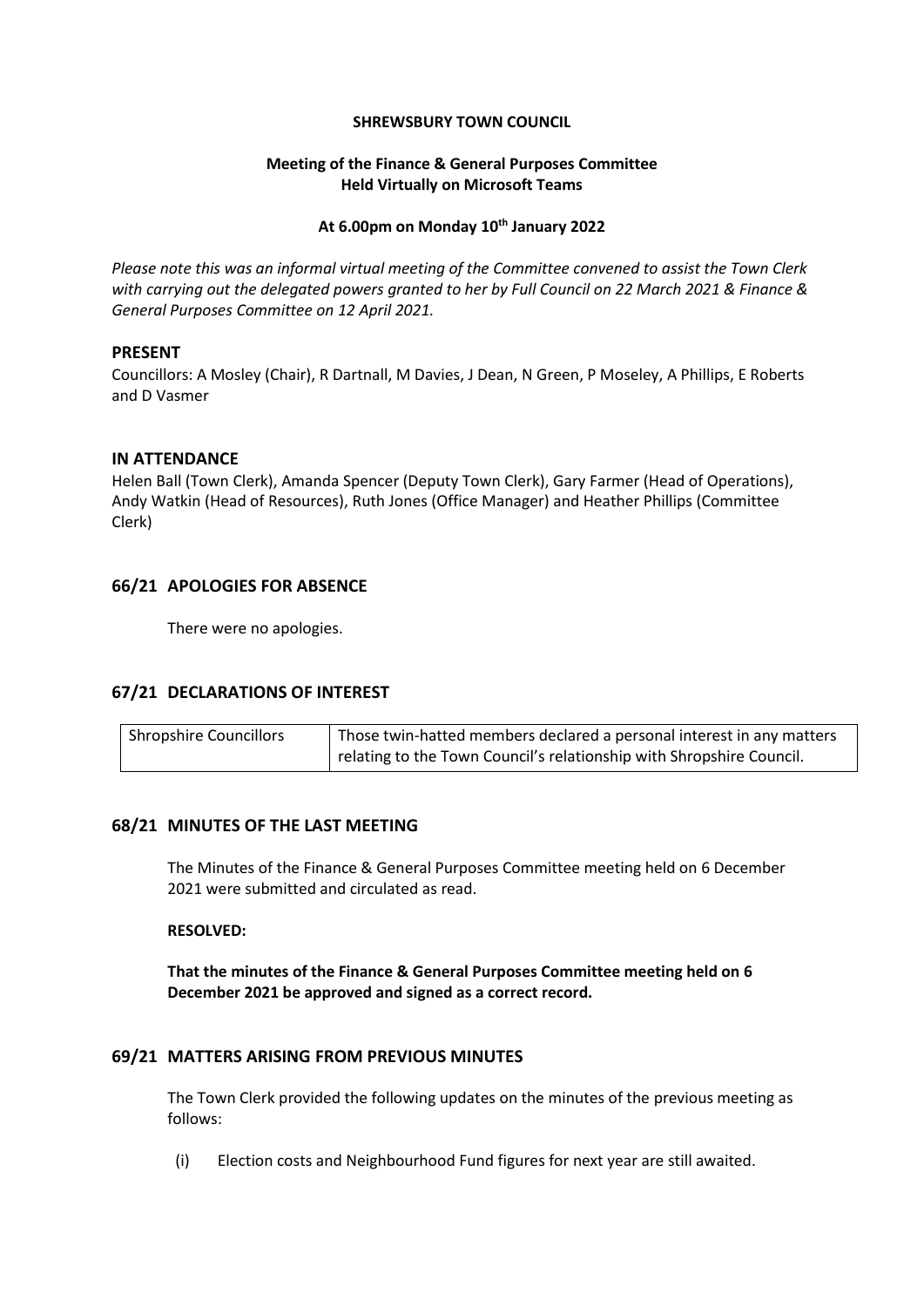**SHREWSBURY TOWN COUNCIL**

**Meeting of the Finance & General Purposes Committee**
**Held Virtually on Microsoft Teams**

**At 6.00pm on Monday 10th January 2022**

*Please note this was an informal virtual meeting of the Committee convened to assist the Town Clerk with carrying out the delegated powers granted to her by Full Council on 22 March 2021 & Finance & General Purposes Committee on 12 April 2021.*

## PRESENT

Councillors: A Mosley (Chair), R Dartnall, M Davies, J Dean, N Green, P Moseley, A Phillips, E Roberts and D Vasmer

## IN ATTENDANCE

Helen Ball (Town Clerk), Amanda Spencer (Deputy Town Clerk), Gary Farmer (Head of Operations), Andy Watkin (Head of Resources), Ruth Jones (Office Manager) and Heather Phillips (Committee Clerk)

## 66/21 APOLOGIES FOR ABSENCE

There were no apologies.

## 67/21 DECLARATIONS OF INTEREST

| Shropshire Councillors | Those twin-hatted members declared a personal interest in any matters relating to the Town Council's relationship with Shropshire Council. |
|---|---|

## 68/21 MINUTES OF THE LAST MEETING

The Minutes of the Finance & General Purposes Committee meeting held on 6 December 2021 were submitted and circulated as read.

**RESOLVED:**

**That the minutes of the Finance & General Purposes Committee meeting held on 6 December 2021 be approved and signed as a correct record.**

## 69/21 MATTERS ARISING FROM PREVIOUS MINUTES

The Town Clerk provided the following updates on the minutes of the previous meeting as follows:

(i) Election costs and Neighbourhood Fund figures for next year are still awaited.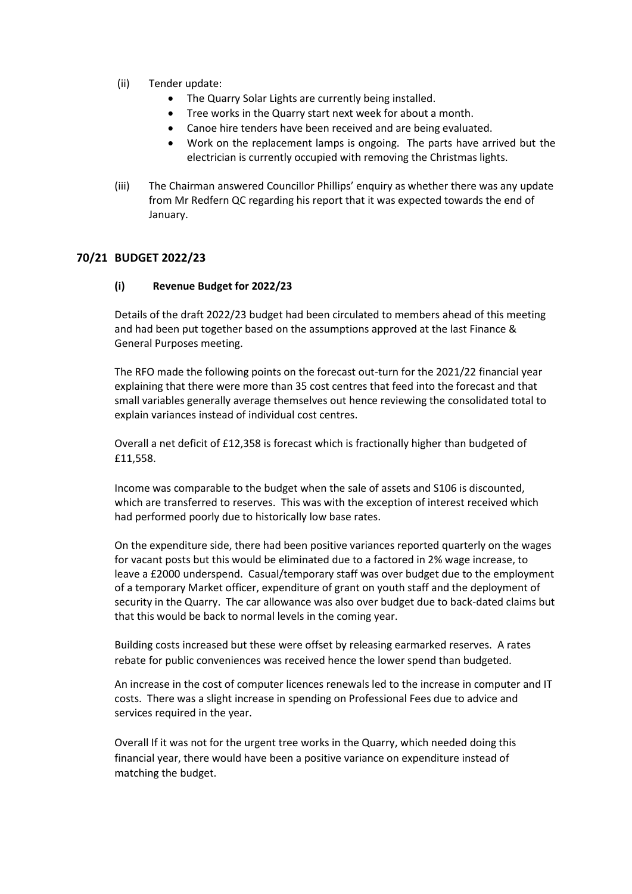(ii) Tender update:

- The Quarry Solar Lights are currently being installed.
- Tree works in the Quarry start next week for about a month.
- Canoe hire tenders have been received and are being evaluated.
- Work on the replacement lamps is ongoing. The parts have arrived but the electrician is currently occupied with removing the Christmas lights.

(iii) The Chairman answered Councillor Phillips' enquiry as whether there was any update from Mr Redfern QC regarding his report that it was expected towards the end of January.

## 70/21 BUDGET 2022/23

### (i) Revenue Budget for 2022/23

Details of the draft 2022/23 budget had been circulated to members ahead of this meeting and had been put together based on the assumptions approved at the last Finance & General Purposes meeting.

The RFO made the following points on the forecast out-turn for the 2021/22 financial year explaining that there were more than 35 cost centres that feed into the forecast and that small variables generally average themselves out hence reviewing the consolidated total to explain variances instead of individual cost centres.

Overall a net deficit of £12,358 is forecast which is fractionally higher than budgeted of £11,558.

Income was comparable to the budget when the sale of assets and S106 is discounted, which are transferred to reserves. This was with the exception of interest received which had performed poorly due to historically low base rates.

On the expenditure side, there had been positive variances reported quarterly on the wages for vacant posts but this would be eliminated due to a factored in 2% wage increase, to leave a £2000 underspend. Casual/temporary staff was over budget due to the employment of a temporary Market officer, expenditure of grant on youth staff and the deployment of security in the Quarry. The car allowance was also over budget due to back-dated claims but that this would be back to normal levels in the coming year.

Building costs increased but these were offset by releasing earmarked reserves. A rates rebate for public conveniences was received hence the lower spend than budgeted.

An increase in the cost of computer licences renewals led to the increase in computer and IT costs. There was a slight increase in spending on Professional Fees due to advice and services required in the year.

Overall If it was not for the urgent tree works in the Quarry, which needed doing this financial year, there would have been a positive variance on expenditure instead of matching the budget.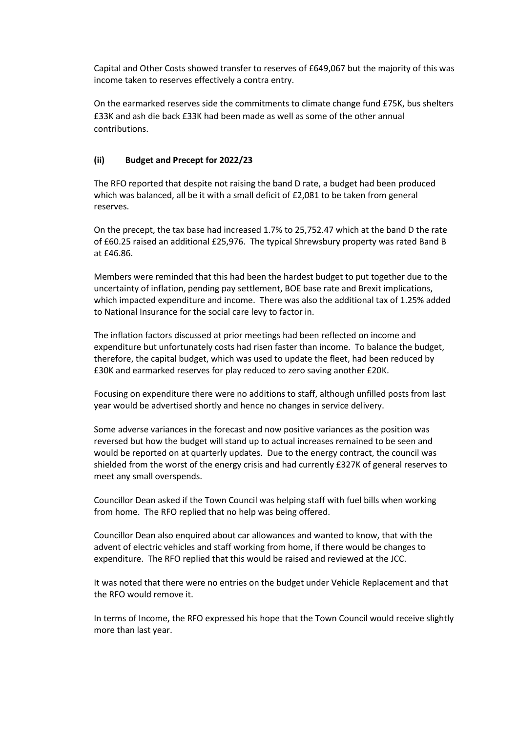Capital and Other Costs showed transfer to reserves of £649,067 but the majority of this was income taken to reserves effectively a contra entry.

On the earmarked reserves side the commitments to climate change fund £75K, bus shelters £33K and ash die back £33K had been made as well as some of the other annual contributions.

### (ii) Budget and Precept for 2022/23

The RFO reported that despite not raising the band D rate, a budget had been produced which was balanced, all be it with a small deficit of £2,081 to be taken from general reserves.

On the precept, the tax base had increased 1.7% to 25,752.47 which at the band D the rate of £60.25 raised an additional £25,976. The typical Shrewsbury property was rated Band B at £46.86.

Members were reminded that this had been the hardest budget to put together due to the uncertainty of inflation, pending pay settlement, BOE base rate and Brexit implications, which impacted expenditure and income. There was also the additional tax of 1.25% added to National Insurance for the social care levy to factor in.

The inflation factors discussed at prior meetings had been reflected on income and expenditure but unfortunately costs had risen faster than income. To balance the budget, therefore, the capital budget, which was used to update the fleet, had been reduced by £30K and earmarked reserves for play reduced to zero saving another £20K.

Focusing on expenditure there were no additions to staff, although unfilled posts from last year would be advertised shortly and hence no changes in service delivery.

Some adverse variances in the forecast and now positive variances as the position was reversed but how the budget will stand up to actual increases remained to be seen and would be reported on at quarterly updates. Due to the energy contract, the council was shielded from the worst of the energy crisis and had currently £327K of general reserves to meet any small overspends.

Councillor Dean asked if the Town Council was helping staff with fuel bills when working from home. The RFO replied that no help was being offered.

Councillor Dean also enquired about car allowances and wanted to know, that with the advent of electric vehicles and staff working from home, if there would be changes to expenditure. The RFO replied that this would be raised and reviewed at the JCC.

It was noted that there were no entries on the budget under Vehicle Replacement and that the RFO would remove it.

In terms of Income, the RFO expressed his hope that the Town Council would receive slightly more than last year.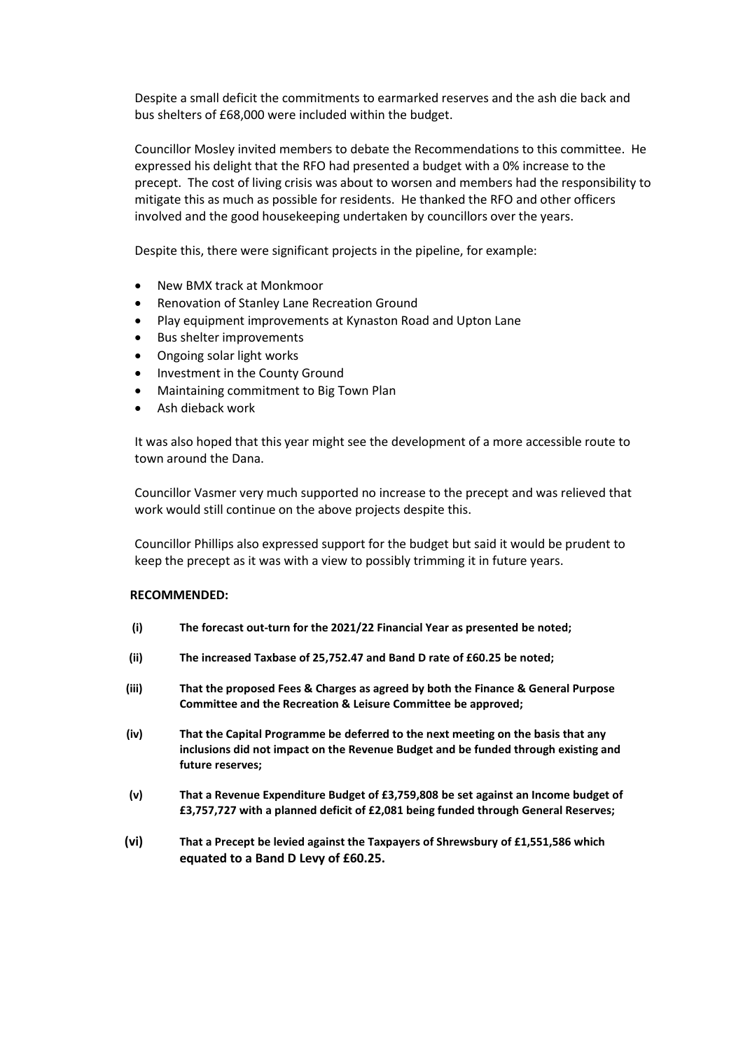Despite a small deficit the commitments to earmarked reserves and the ash die back and bus shelters of £68,000 were included within the budget.

Councillor Mosley invited members to debate the Recommendations to this committee. He expressed his delight that the RFO had presented a budget with a 0% increase to the precept. The cost of living crisis was about to worsen and members had the responsibility to mitigate this as much as possible for residents. He thanked the RFO and other officers involved and the good housekeeping undertaken by councillors over the years.

Despite this, there were significant projects in the pipeline, for example:

- New BMX track at Monkmoor
- Renovation of Stanley Lane Recreation Ground
- Play equipment improvements at Kynaston Road and Upton Lane
- Bus shelter improvements
- Ongoing solar light works
- Investment in the County Ground
- Maintaining commitment to Big Town Plan
- Ash dieback work

It was also hoped that this year might see the development of a more accessible route to town around the Dana.

Councillor Vasmer very much supported no increase to the precept and was relieved that work would still continue on the above projects despite this.

Councillor Phillips also expressed support for the budget but said it would be prudent to keep the precept as it was with a view to possibly trimming it in future years.

**RECOMMENDED:**

**(i)** **The forecast out-turn for the 2021/22 Financial Year as presented be noted;**

**(ii)** **The increased Taxbase of 25,752.47 and Band D rate of £60.25 be noted;**

**(iii)** **That the proposed Fees & Charges as agreed by both the Finance & General Purpose Committee and the Recreation & Leisure Committee be approved;**

**(iv)** **That the Capital Programme be deferred to the next meeting on the basis that any inclusions did not impact on the Revenue Budget and be funded through existing and future reserves;**

**(v)** **That a Revenue Expenditure Budget of £3,759,808 be set against an Income budget of £3,757,727 with a planned deficit of £2,081 being funded through General Reserves;**

**(vi)** **That a Precept be levied against the Taxpayers of Shrewsbury of £1,551,586 which equated to a Band D Levy of £60.25.**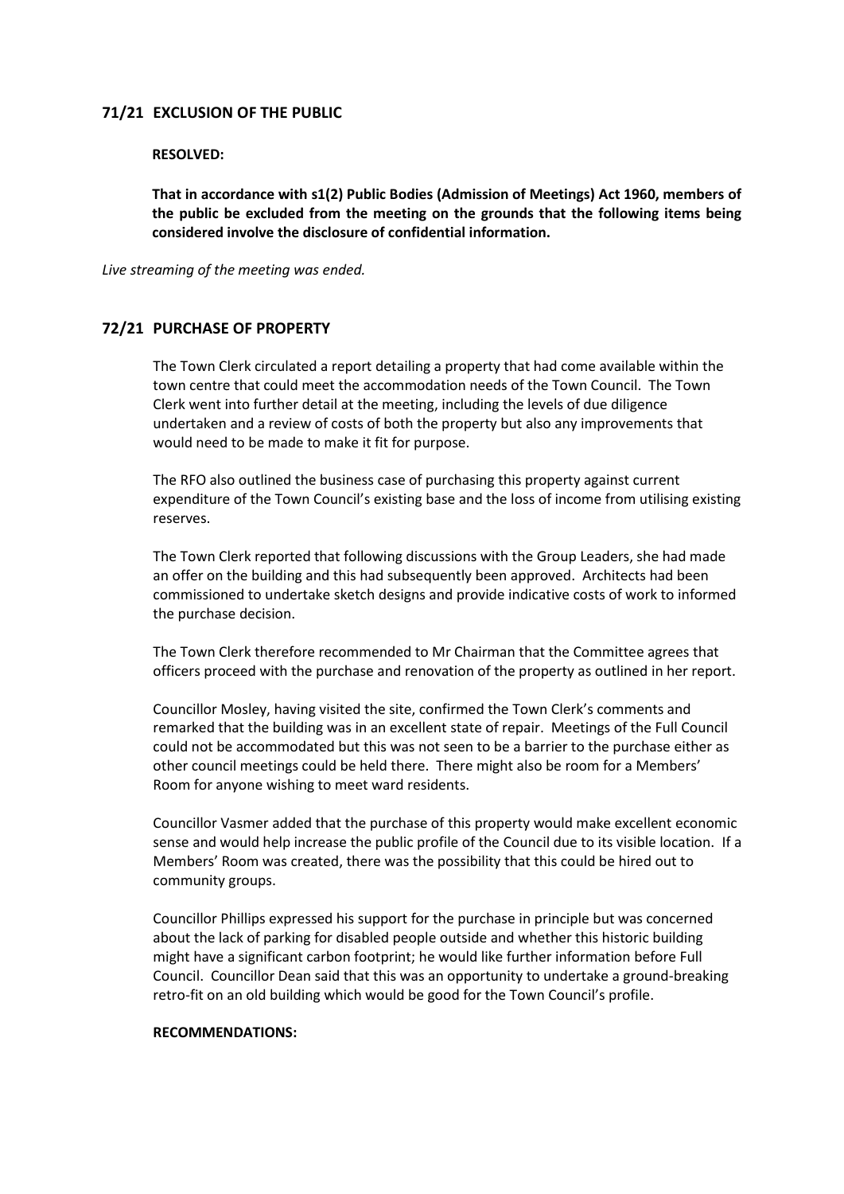## 71/21 EXCLUSION OF THE PUBLIC

**RESOLVED:**

**That in accordance with s1(2) Public Bodies (Admission of Meetings) Act 1960, members of the public be excluded from the meeting on the grounds that the following items being considered involve the disclosure of confidential information.**

*Live streaming of the meeting was ended.*

## 72/21 PURCHASE OF PROPERTY

The Town Clerk circulated a report detailing a property that had come available within the town centre that could meet the accommodation needs of the Town Council. The Town Clerk went into further detail at the meeting, including the levels of due diligence undertaken and a review of costs of both the property but also any improvements that would need to be made to make it fit for purpose.

The RFO also outlined the business case of purchasing this property against current expenditure of the Town Council's existing base and the loss of income from utilising existing reserves.

The Town Clerk reported that following discussions with the Group Leaders, she had made an offer on the building and this had subsequently been approved. Architects had been commissioned to undertake sketch designs and provide indicative costs of work to informed the purchase decision.

The Town Clerk therefore recommended to Mr Chairman that the Committee agrees that officers proceed with the purchase and renovation of the property as outlined in her report.

Councillor Mosley, having visited the site, confirmed the Town Clerk's comments and remarked that the building was in an excellent state of repair. Meetings of the Full Council could not be accommodated but this was not seen to be a barrier to the purchase either as other council meetings could be held there. There might also be room for a Members' Room for anyone wishing to meet ward residents.

Councillor Vasmer added that the purchase of this property would make excellent economic sense and would help increase the public profile of the Council due to its visible location. If a Members' Room was created, there was the possibility that this could be hired out to community groups.

Councillor Phillips expressed his support for the purchase in principle but was concerned about the lack of parking for disabled people outside and whether this historic building might have a significant carbon footprint; he would like further information before Full Council. Councillor Dean said that this was an opportunity to undertake a ground-breaking retro-fit on an old building which would be good for the Town Council's profile.

**RECOMMENDATIONS:**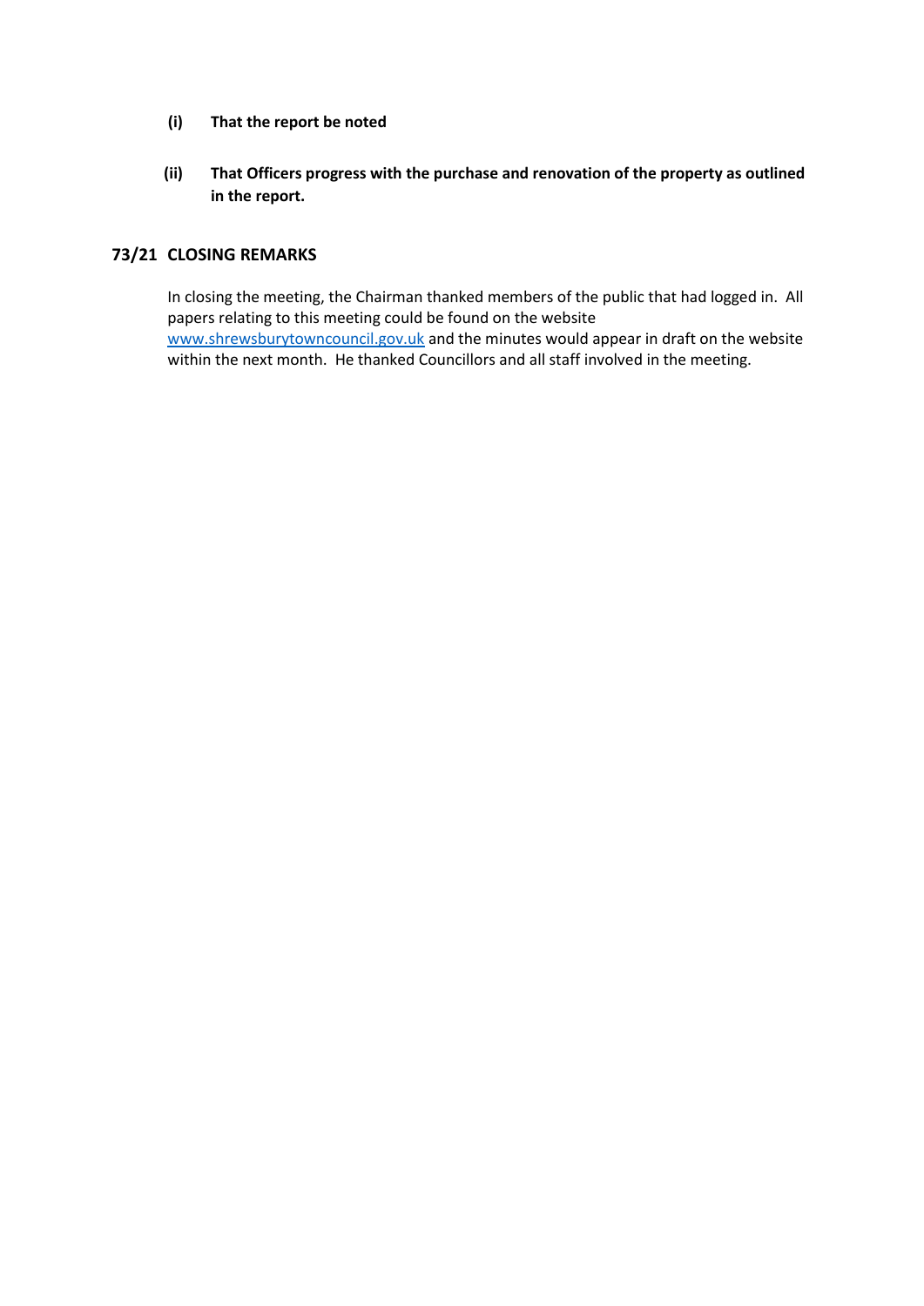**(i) That the report be noted**

**(ii) That Officers progress with the purchase and renovation of the property as outlined in the report.**

## 73/21 CLOSING REMARKS

In closing the meeting, the Chairman thanked members of the public that had logged in. All papers relating to this meeting could be found on the website [www.shrewsburytowncouncil.gov.uk](http://www.shrewsburytowncouncil.gov.uk) and the minutes would appear in draft on the website within the next month. He thanked Councillors and all staff involved in the meeting.